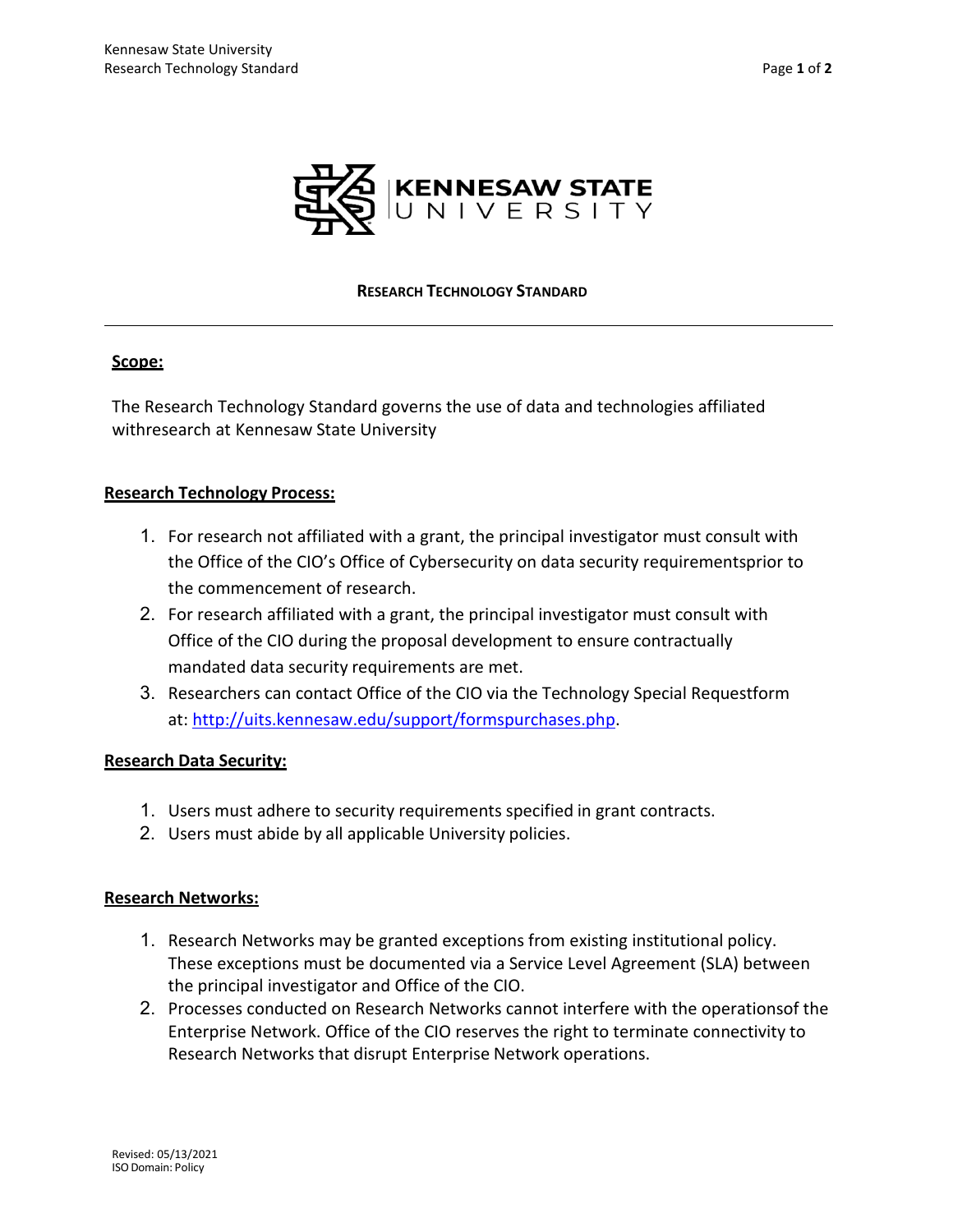# RESEARCH TECHNOLOGY STANDARD

## Scope:

The Research Technology Standard governs the use of data and technologies affiliated withresearch at Kennesaw State University

## Research Technology Process:

1. For research not affiliated with a grant, the principal investigator must consult with the Office of the CIO's Office of Cybersecurity on data security requirementsprior to the commencement of research.
2. For research affiliated with a grant, the principal investigator must consult with Office of the CIO during the proposal development to ensure contractually mandated data security requirements are met.
3. Researchers can contact Office of the CIO via the Technology Special Requestform at: http://uits.kennesaw.edu/support/formspurchases.php.

## Research Data Security:

1. Users must adhere to security requirements specified in grant contracts.
2. Users must abide by all applicable University policies.

## Research Networks:

1. Research Networks may be granted exceptions from existing institutional policy. These exceptions must be documented via a Service Level Agreement (SLA) between the principal investigator and Office of the CIO.
2. Processes conducted on Research Networks cannot interfere with the operationsof the Enterprise Network. Office of the CIO reserves the right to terminate connectivity to Research Networks that disrupt Enterprise Network operations.

Revised: 05/13/2021
ISO Domain: Policy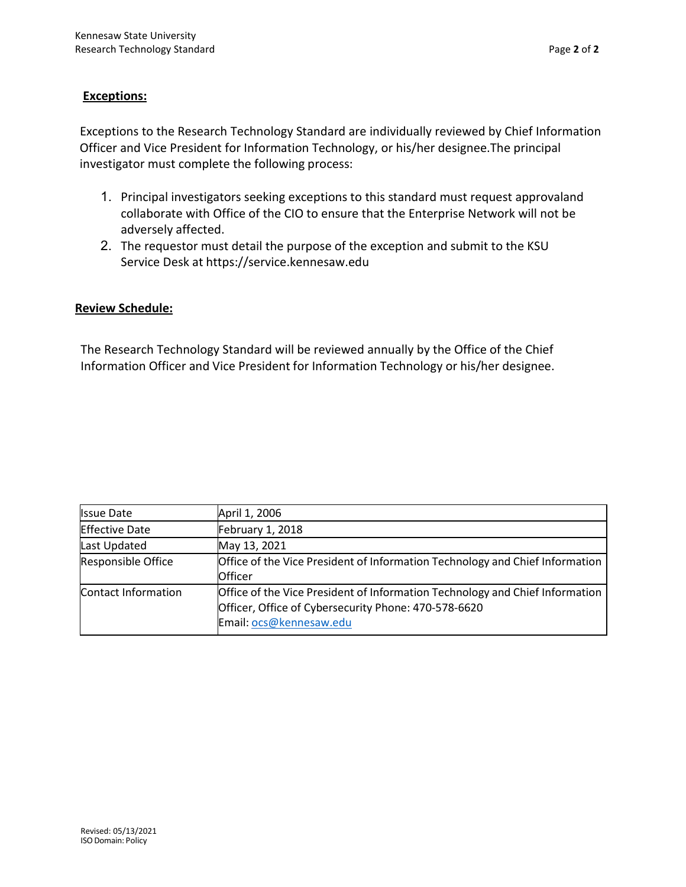**Exceptions:**

Exceptions to the Research Technology Standard are individually reviewed by Chief Information Officer and Vice President for Information Technology, or his/her designee.The principal investigator must complete the following process:

1. Principal investigators seeking exceptions to this standard must request approvaland collaborate with Office of the CIO to ensure that the Enterprise Network will not be adversely affected.
2. The requestor must detail the purpose of the exception and submit to the KSU Service Desk at https://service.kennesaw.edu

**Review Schedule:**

The Research Technology Standard will be reviewed annually by the Office of the Chief Information Officer and Vice President for Information Technology or his/her designee.

| | |
|---|---|
| Issue Date | April 1, 2006 |
| Effective Date | February 1, 2018 |
| Last Updated | May 13, 2021 |
| Responsible Office | Office of the Vice President of Information Technology and Chief Information Officer |
| Contact Information | Office of the Vice President of Information Technology and Chief Information Officer, Office of Cybersecurity Phone: 470-578-6620<br>Email: ocs@kennesaw.edu |

Revised: 05/13/2021
ISO Domain: Policy